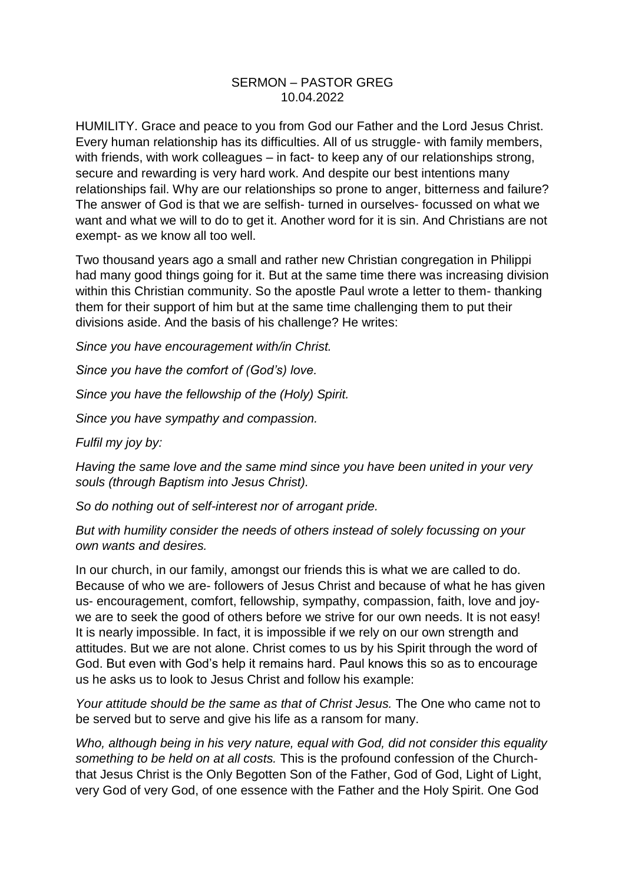SERMON – PASTOR GREG
10.04.2022

HUMILITY. Grace and peace to you from God our Father and the Lord Jesus Christ. Every human relationship has its difficulties. All of us struggle- with family members, with friends, with work colleagues – in fact- to keep any of our relationships strong, secure and rewarding is very hard work. And despite our best intentions many relationships fail. Why are our relationships so prone to anger, bitterness and failure? The answer of God is that we are selfish- turned in ourselves- focussed on what we want and what we will to do to get it. Another word for it is sin. And Christians are not exempt- as we know all too well.

Two thousand years ago a small and rather new Christian congregation in Philippi had many good things going for it. But at the same time there was increasing division within this Christian community. So the apostle Paul wrote a letter to them- thanking them for their support of him but at the same time challenging them to put their divisions aside. And the basis of his challenge? He writes:

*Since you have encouragement with/in Christ.*

*Since you have the comfort of (God's) love.*

*Since you have the fellowship of the (Holy) Spirit.*

*Since you have sympathy and compassion.*

*Fulfil my joy by:*

*Having the same love and the same mind since you have been united in your very souls (through Baptism into Jesus Christ).*

*So do nothing out of self-interest nor of arrogant pride.*

*But with humility consider the needs of others instead of solely focussing on your own wants and desires.*

In our church, in our family, amongst our friends this is what we are called to do. Because of who we are- followers of Jesus Christ and because of what he has given us- encouragement, comfort, fellowship, sympathy, compassion, faith, love and joy- we are to seek the good of others before we strive for our own needs. It is not easy! It is nearly impossible. In fact, it is impossible if we rely on our own strength and attitudes. But we are not alone. Christ comes to us by his Spirit through the word of God. But even with God's help it remains hard. Paul knows this so as to encourage us he asks us to look to Jesus Christ and follow his example:

*Your attitude should be the same as that of Christ Jesus.* The One who came not to be served but to serve and give his life as a ransom for many.

*Who, although being in his very nature, equal with God, did not consider this equality something to be held on at all costs.* This is the profound confession of the Church- that Jesus Christ is the Only Begotten Son of the Father, God of God, Light of Light, very God of very God, of one essence with the Father and the Holy Spirit. One God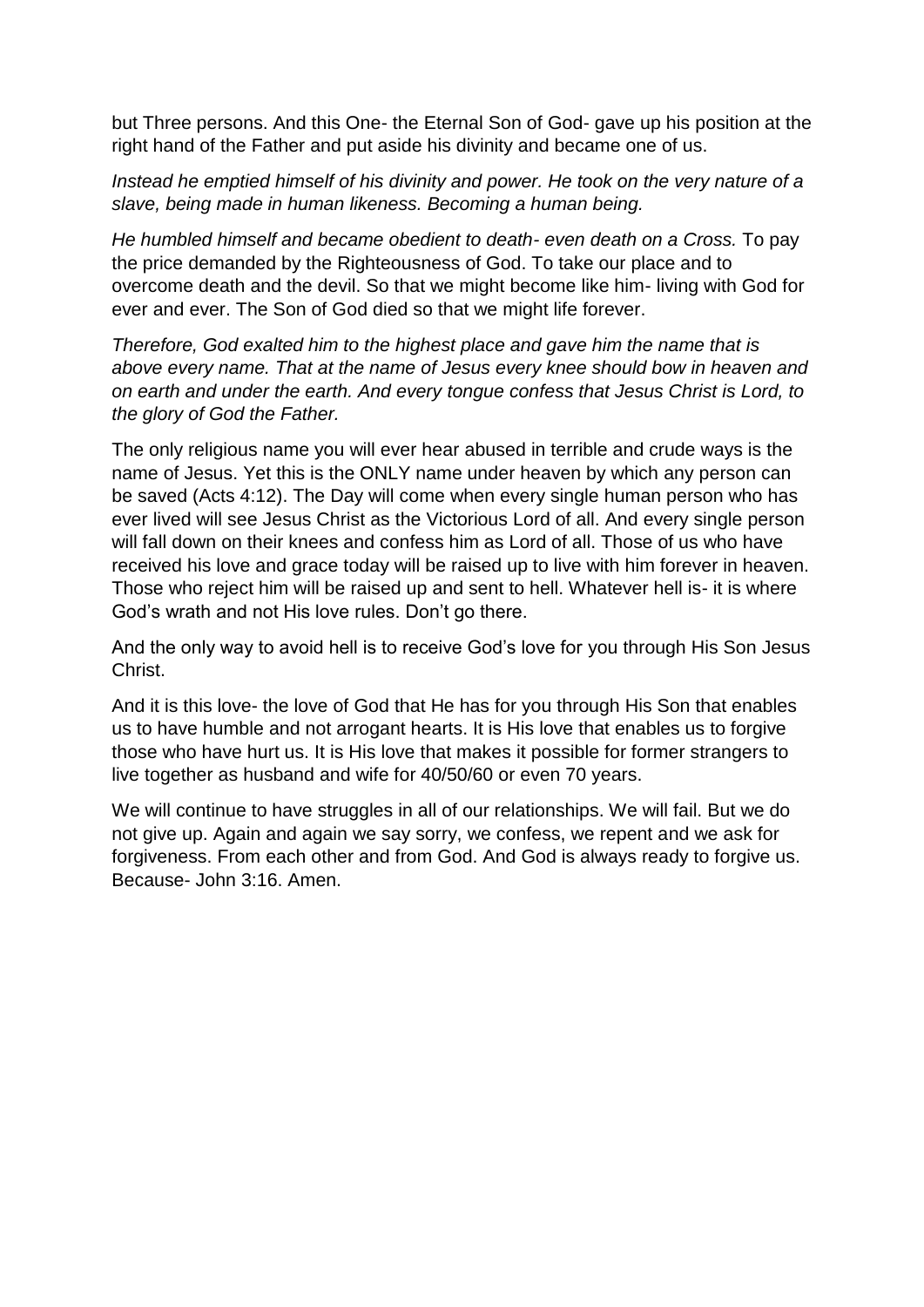but Three persons. And this One- the Eternal Son of God- gave up his position at the right hand of the Father and put aside his divinity and became one of us.

*Instead he emptied himself of his divinity and power. He took on the very nature of a slave, being made in human likeness. Becoming a human being.*

*He humbled himself and became obedient to death- even death on a Cross.* To pay the price demanded by the Righteousness of God. To take our place and to overcome death and the devil. So that we might become like him- living with God for ever and ever. The Son of God died so that we might life forever.

*Therefore, God exalted him to the highest place and gave him the name that is above every name. That at the name of Jesus every knee should bow in heaven and on earth and under the earth. And every tongue confess that Jesus Christ is Lord, to the glory of God the Father.*

The only religious name you will ever hear abused in terrible and crude ways is the name of Jesus. Yet this is the ONLY name under heaven by which any person can be saved (Acts 4:12). The Day will come when every single human person who has ever lived will see Jesus Christ as the Victorious Lord of all. And every single person will fall down on their knees and confess him as Lord of all. Those of us who have received his love and grace today will be raised up to live with him forever in heaven. Those who reject him will be raised up and sent to hell. Whatever hell is- it is where God's wrath and not His love rules. Don't go there.

And the only way to avoid hell is to receive God's love for you through His Son Jesus Christ.

And it is this love- the love of God that He has for you through His Son that enables us to have humble and not arrogant hearts. It is His love that enables us to forgive those who have hurt us. It is His love that makes it possible for former strangers to live together as husband and wife for 40/50/60 or even 70 years.

We will continue to have struggles in all of our relationships. We will fail. But we do not give up. Again and again we say sorry, we confess, we repent and we ask for forgiveness. From each other and from God. And God is always ready to forgive us. Because- John 3:16. Amen.